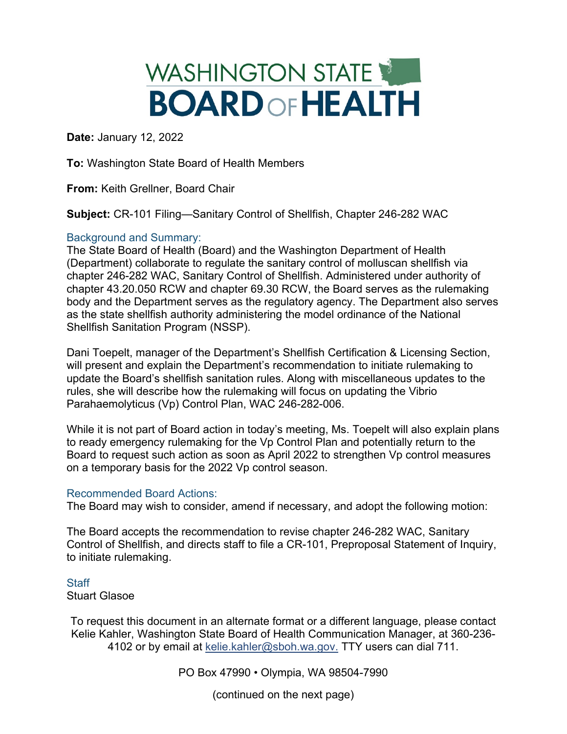# WASHINGTON STATE BOARD OF HEALTH

**Date:** January 12, 2022

**To:** Washington State Board of Health Members

**From:** Keith Grellner, Board Chair

**Subject:** CR-101 Filing—Sanitary Control of Shellfish, Chapter 246-282 WAC

## Background and Summary:

The State Board of Health (Board) and the Washington Department of Health (Department) collaborate to regulate the sanitary control of molluscan shellfish via chapter 246-282 WAC, Sanitary Control of Shellfish. Administered under authority of chapter 43.20.050 RCW and chapter 69.30 RCW, the Board serves as the rulemaking body and the Department serves as the regulatory agency. The Department also serves as the state shellfish authority administering the model ordinance of the National Shellfish Sanitation Program (NSSP).

Dani Toepelt, manager of the Department's Shellfish Certification & Licensing Section, will present and explain the Department's recommendation to initiate rulemaking to update the Board's shellfish sanitation rules. Along with miscellaneous updates to the rules, she will describe how the rulemaking will focus on updating the Vibrio Parahaemolyticus (Vp) Control Plan, WAC 246-282-006.

While it is not part of Board action in today's meeting, Ms. Toepelt will also explain plans to ready emergency rulemaking for the Vp Control Plan and potentially return to the Board to request such action as soon as April 2022 to strengthen Vp control measures on a temporary basis for the 2022 Vp control season.

## Recommended Board Actions:

The Board may wish to consider, amend if necessary, and adopt the following motion:

The Board accepts the recommendation to revise chapter 246-282 WAC, Sanitary Control of Shellfish, and directs staff to file a CR-101, Preproposal Statement of Inquiry, to initiate rulemaking.

## Staff

Stuart Glasoe

To request this document in an alternate format or a different language, please contact Kelie Kahler, Washington State Board of Health Communication Manager, at 360-236-4102 or by email at kelie.kahler@sboh.wa.gov. TTY users can dial 711.

PO Box 47990 • Olympia, WA 98504-7990

(continued on the next page)